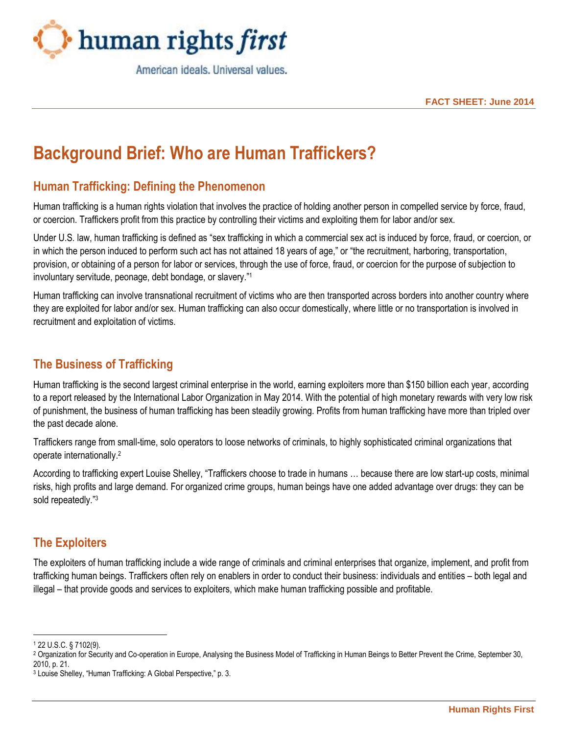human rights *first*

American ideals. Universal values.

**FACT SHEET: June 2014**

# Background Brief: Who are Human Traffickers?

## Human Trafficking: Defining the Phenomenon

Human trafficking is a human rights violation that involves the practice of holding another person in compelled service by force, fraud, or coercion. Traffickers profit from this practice by controlling their victims and exploiting them for labor and/or sex.

Under U.S. law, human trafficking is defined as "sex trafficking in which a commercial sex act is induced by force, fraud, or coercion, or in which the person induced to perform such act has not attained 18 years of age," or "the recruitment, harboring, transportation, provision, or obtaining of a person for labor or services, through the use of force, fraud, or coercion for the purpose of subjection to involuntary servitude, peonage, debt bondage, or slavery."[1]

Human trafficking can involve transnational recruitment of victims who are then transported across borders into another country where they are exploited for labor and/or sex. Human trafficking can also occur domestically, where little or no transportation is involved in recruitment and exploitation of victims.

## The Business of Trafficking

Human trafficking is the second largest criminal enterprise in the world, earning exploiters more than $150 billion each year, according to a report released by the International Labor Organization in May 2014. With the potential of high monetary rewards with very low risk of punishment, the business of human trafficking has been steadily growing. Profits from human trafficking have more than tripled over the past decade alone.

Traffickers range from small-time, solo operators to loose networks of criminals, to highly sophisticated criminal organizations that operate internationally.[2]

According to trafficking expert Louise Shelley, "Traffickers choose to trade in humans … because there are low start-up costs, minimal risks, high profits and large demand. For organized crime groups, human beings have one added advantage over drugs: they can be sold repeatedly."[3]

## The Exploiters

The exploiters of human trafficking include a wide range of criminals and criminal enterprises that organize, implement, and profit from trafficking human beings. Traffickers often rely on enablers in order to conduct their business: individuals and entities – both legal and illegal – that provide goods and services to exploiters, which make human trafficking possible and profitable.

---

[1] 22 U.S.C. § 7102(9).

[2] Organization for Security and Co-operation in Europe, Analysing the Business Model of Trafficking in Human Beings to Better Prevent the Crime, September 30, 2010, p. 21.

[3] Louise Shelley, "Human Trafficking: A Global Perspective," p. 3.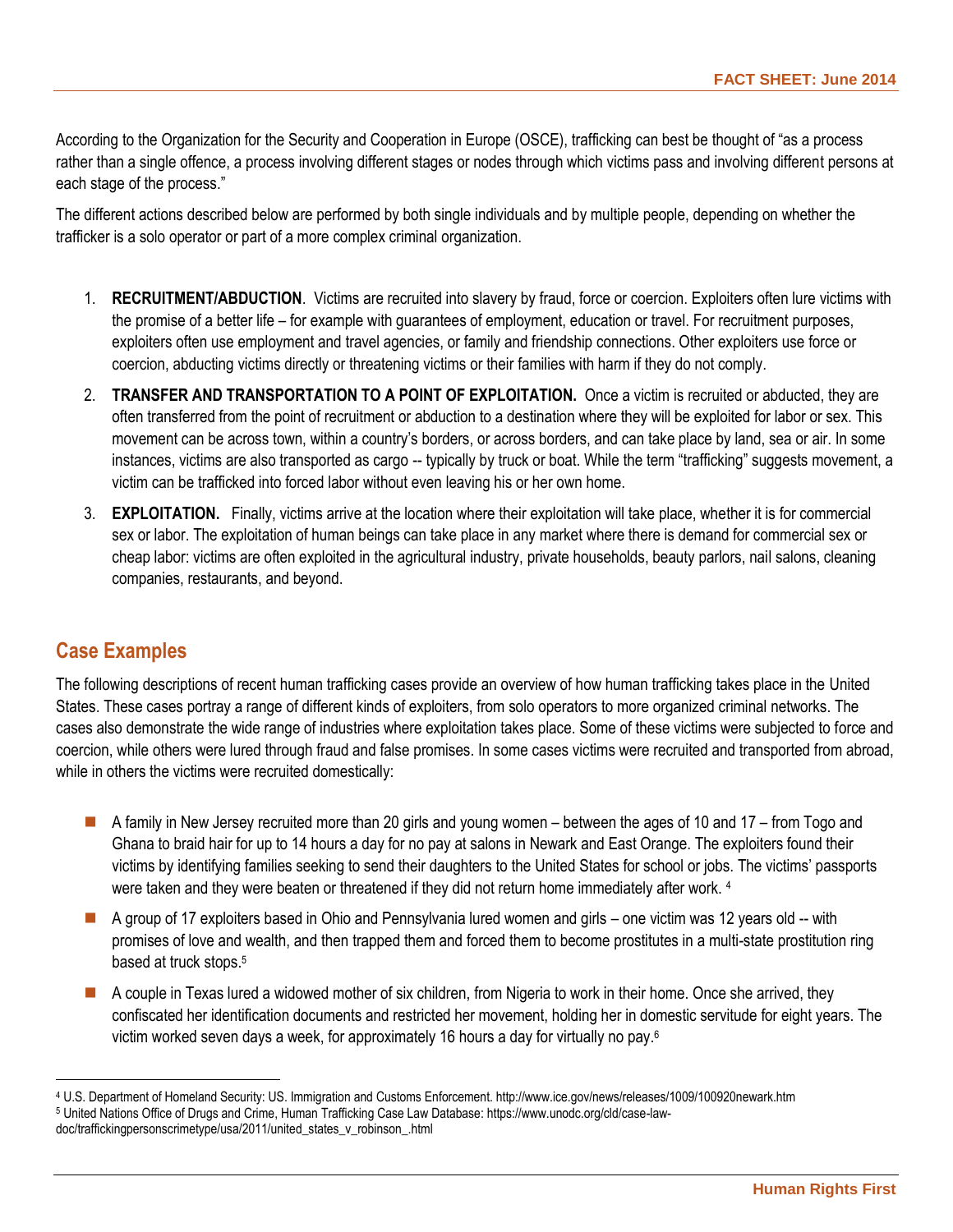According to the Organization for the Security and Cooperation in Europe (OSCE), trafficking can best be thought of "as a process rather than a single offence, a process involving different stages or nodes through which victims pass and involving different persons at each stage of the process."

The different actions described below are performed by both single individuals and by multiple people, depending on whether the trafficker is a solo operator or part of a more complex criminal organization.

1. **RECRUITMENT/ABDUCTION**. Victims are recruited into slavery by fraud, force or coercion. Exploiters often lure victims with the promise of a better life – for example with guarantees of employment, education or travel. For recruitment purposes, exploiters often use employment and travel agencies, or family and friendship connections. Other exploiters use force or coercion, abducting victims directly or threatening victims or their families with harm if they do not comply.
2. **TRANSFER AND TRANSPORTATION TO A POINT OF EXPLOITATION.** Once a victim is recruited or abducted, they are often transferred from the point of recruitment or abduction to a destination where they will be exploited for labor or sex. This movement can be across town, within a country's borders, or across borders, and can take place by land, sea or air. In some instances, victims are also transported as cargo -- typically by truck or boat. While the term "trafficking" suggests movement, a victim can be trafficked into forced labor without even leaving his or her own home.
3. **EXPLOITATION.** Finally, victims arrive at the location where their exploitation will take place, whether it is for commercial sex or labor. The exploitation of human beings can take place in any market where there is demand for commercial sex or cheap labor: victims are often exploited in the agricultural industry, private households, beauty parlors, nail salons, cleaning companies, restaurants, and beyond.

## Case Examples

The following descriptions of recent human trafficking cases provide an overview of how human trafficking takes place in the United States. These cases portray a range of different kinds of exploiters, from solo operators to more organized criminal networks. The cases also demonstrate the wide range of industries where exploitation takes place. Some of these victims were subjected to force and coercion, while others were lured through fraud and false promises. In some cases victims were recruited and transported from abroad, while in others the victims were recruited domestically:

- A family in New Jersey recruited more than 20 girls and young women – between the ages of 10 and 17 – from Togo and Ghana to braid hair for up to 14 hours a day for no pay at salons in Newark and East Orange. The exploiters found their victims by identifying families seeking to send their daughters to the United States for school or jobs. The victims' passports were taken and they were beaten or threatened if they did not return home immediately after work. [4]
- A group of 17 exploiters based in Ohio and Pennsylvania lured women and girls – one victim was 12 years old -- with promises of love and wealth, and then trapped them and forced them to become prostitutes in a multi-state prostitution ring based at truck stops.[5]
- A couple in Texas lured a widowed mother of six children, from Nigeria to work in their home. Once she arrived, they confiscated her identification documents and restricted her movement, holding her in domestic servitude for eight years. The victim worked seven days a week, for approximately 16 hours a day for virtually no pay.[6]

---

[4] U.S. Department of Homeland Security: US. Immigration and Customs Enforcement. http://www.ice.gov/news/releases/1009/100920newark.htm

[5] United Nations Office of Drugs and Crime, Human Trafficking Case Law Database: https://www.unodc.org/cld/case-law-doc/traffickingpersonscrimetype/usa/2011/united_states_v_robinson_.html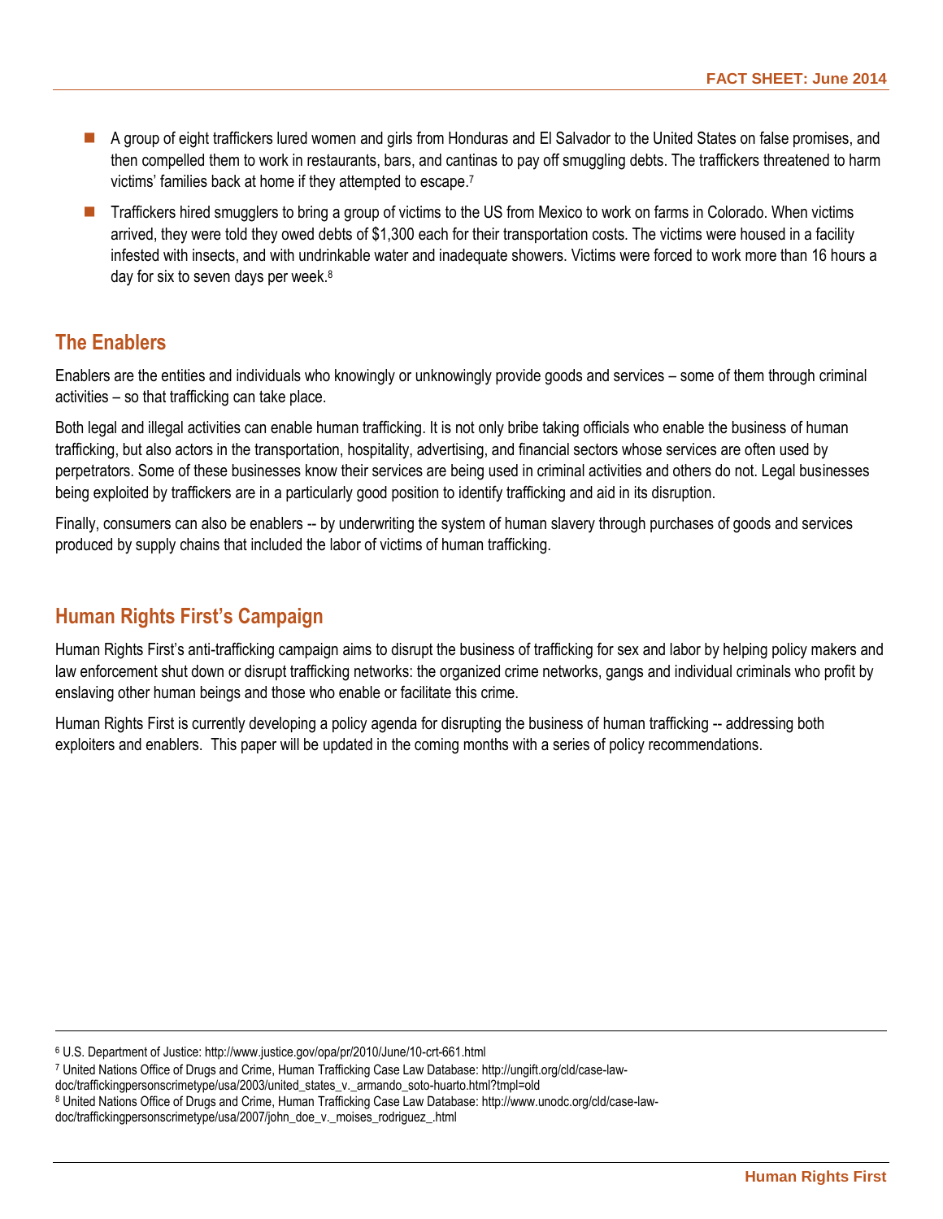- A group of eight traffickers lured women and girls from Honduras and El Salvador to the United States on false promises, and then compelled them to work in restaurants, bars, and cantinas to pay off smuggling debts. The traffickers threatened to harm victims' families back at home if they attempted to escape.[7]
- Traffickers hired smugglers to bring a group of victims to the US from Mexico to work on farms in Colorado. When victims arrived, they were told they owed debts of $1,300 each for their transportation costs. The victims were housed in a facility infested with insects, and with undrinkable water and inadequate showers. Victims were forced to work more than 16 hours a day for six to seven days per week.[8]

## The Enablers

Enablers are the entities and individuals who knowingly or unknowingly provide goods and services – some of them through criminal activities – so that trafficking can take place.

Both legal and illegal activities can enable human trafficking. It is not only bribe taking officials who enable the business of human trafficking, but also actors in the transportation, hospitality, advertising, and financial sectors whose services are often used by perpetrators. Some of these businesses know their services are being used in criminal activities and others do not. Legal businesses being exploited by traffickers are in a particularly good position to identify trafficking and aid in its disruption.

Finally, consumers can also be enablers -- by underwriting the system of human slavery through purchases of goods and services produced by supply chains that included the labor of victims of human trafficking.

## Human Rights First's Campaign

Human Rights First's anti-trafficking campaign aims to disrupt the business of trafficking for sex and labor by helping policy makers and law enforcement shut down or disrupt trafficking networks: the organized crime networks, gangs and individual criminals who profit by enslaving other human beings and those who enable or facilitate this crime.

Human Rights First is currently developing a policy agenda for disrupting the business of human trafficking -- addressing both exploiters and enablers. This paper will be updated in the coming months with a series of policy recommendations.

---

[6] U.S. Department of Justice: http://www.justice.gov/opa/pr/2010/June/10-crt-661.html

[7] United Nations Office of Drugs and Crime, Human Trafficking Case Law Database: http://ungift.org/cld/case-law-doc/traffickingpersonscrimetype/usa/2003/united_states_v._armando_soto-huarto.html?tmpl=old

[8] United Nations Office of Drugs and Crime, Human Trafficking Case Law Database: http://www.unodc.org/cld/case-law-doc/traffickingpersonscrimetype/usa/2007/john_doe_v._moises_rodriguez_.html